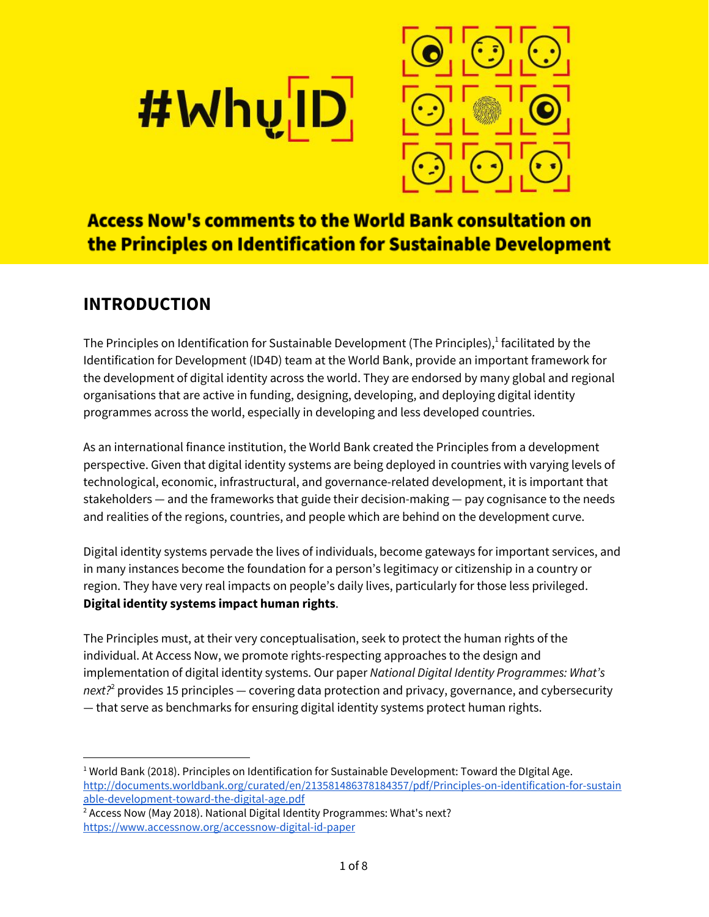# #WhyID

## Access Now's comments to the World Bank consultation on the Principles on Identification for Sustainable Development

## INTRODUCTION

The Principles on Identification for Sustainable Development (The Principles),[1] facilitated by the Identification for Development (ID4D) team at the World Bank, provide an important framework for the development of digital identity across the world. They are endorsed by many global and regional organisations that are active in funding, designing, developing, and deploying digital identity programmes across the world, especially in developing and less developed countries.

As an international finance institution, the World Bank created the Principles from a development perspective. Given that digital identity systems are being deployed in countries with varying levels of technological, economic, infrastructural, and governance-related development, it is important that stakeholders — and the frameworks that guide their decision-making — pay cognisance to the needs and realities of the regions, countries, and people which are behind on the development curve.

Digital identity systems pervade the lives of individuals, become gateways for important services, and in many instances become the foundation for a person's legitimacy or citizenship in a country or region. They have very real impacts on people's daily lives, particularly for those less privileged. **Digital identity systems impact human rights**.

The Principles must, at their very conceptualisation, seek to protect the human rights of the individual. At Access Now, we promote rights-respecting approaches to the design and implementation of digital identity systems. Our paper *National Digital Identity Programmes: What's next?*[2] provides 15 principles — covering data protection and privacy, governance, and cybersecurity — that serve as benchmarks for ensuring digital identity systems protect human rights.

---

[1] World Bank (2018). Principles on Identification for Sustainable Development: Toward the DIgital Age. http://documents.worldbank.org/curated/en/213581486378184357/pdf/Principles-on-identification-for-sustainable-development-toward-the-digital-age.pdf

[2] Access Now (May 2018). National Digital Identity Programmes: What's next? https://www.accessnow.org/accessnow-digital-id-paper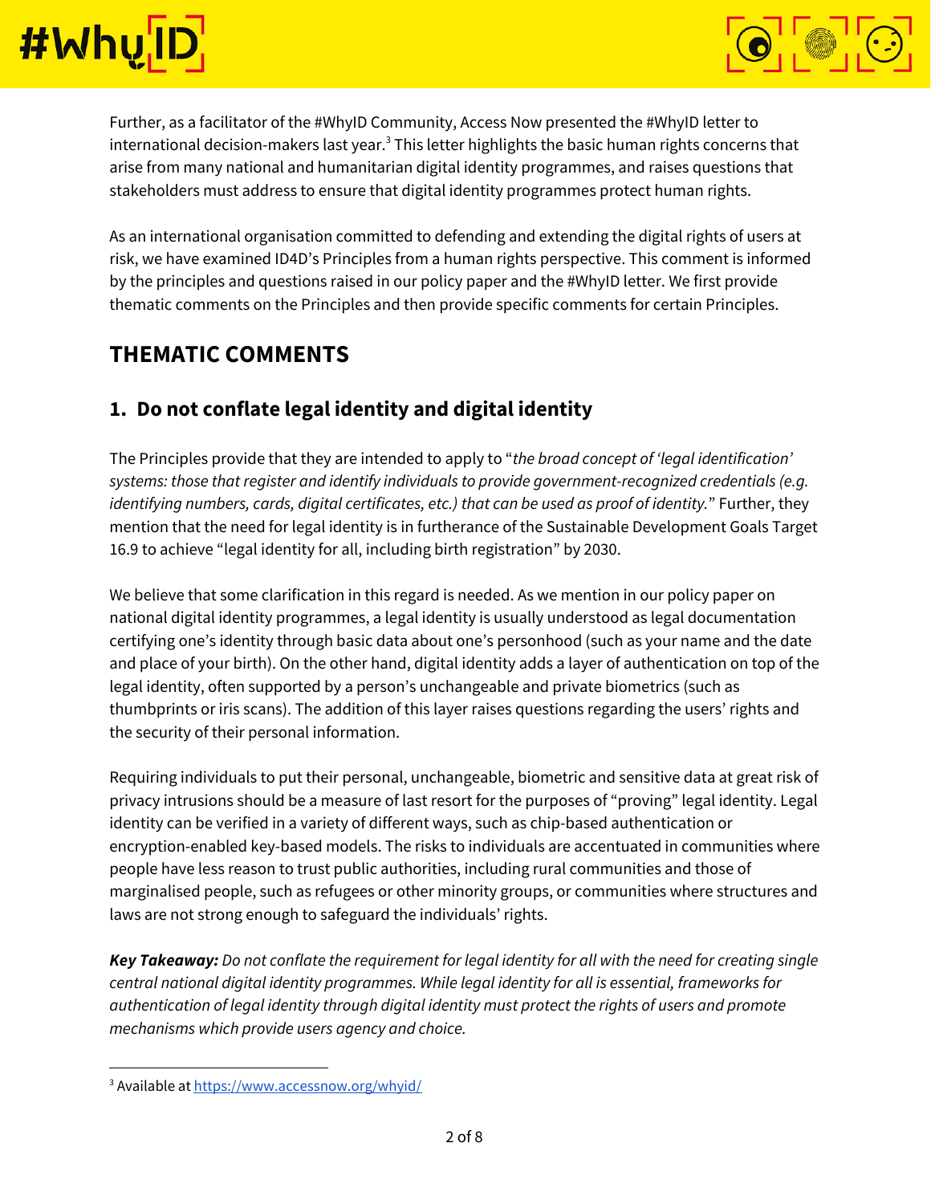Further, as a facilitator of the #WhyID Community, Access Now presented the #WhyID letter to international decision-makers last year.[3] This letter highlights the basic human rights concerns that arise from many national and humanitarian digital identity programmes, and raises questions that stakeholders must address to ensure that digital identity programmes protect human rights.

As an international organisation committed to defending and extending the digital rights of users at risk, we have examined ID4D's Principles from a human rights perspective. This comment is informed by the principles and questions raised in our policy paper and the #WhyID letter. We first provide thematic comments on the Principles and then provide specific comments for certain Principles.

## THEMATIC COMMENTS

### 1. Do not conflate legal identity and digital identity

The Principles provide that they are intended to apply to "*the broad concept of 'legal identification' systems: those that register and identify individuals to provide government-recognized credentials (e.g. identifying numbers, cards, digital certificates, etc.) that can be used as proof of identity.*" Further, they mention that the need for legal identity is in furtherance of the Sustainable Development Goals Target 16.9 to achieve "legal identity for all, including birth registration" by 2030.

We believe that some clarification in this regard is needed. As we mention in our policy paper on national digital identity programmes, a legal identity is usually understood as legal documentation certifying one's identity through basic data about one's personhood (such as your name and the date and place of your birth). On the other hand, digital identity adds a layer of authentication on top of the legal identity, often supported by a person's unchangeable and private biometrics (such as thumbprints or iris scans). The addition of this layer raises questions regarding the users' rights and the security of their personal information.

Requiring individuals to put their personal, unchangeable, biometric and sensitive data at great risk of privacy intrusions should be a measure of last resort for the purposes of "proving" legal identity. Legal identity can be verified in a variety of different ways, such as chip-based authentication or encryption-enabled key-based models. The risks to individuals are accentuated in communities where people have less reason to trust public authorities, including rural communities and those of marginalised people, such as refugees or other minority groups, or communities where structures and laws are not strong enough to safeguard the individuals' rights.

***Key Takeaway:*** *Do not conflate the requirement for legal identity for all with the need for creating single central national digital identity programmes. While legal identity for all is essential, frameworks for authentication of legal identity through digital identity must protect the rights of users and promote mechanisms which provide users agency and choice.*

---

[3] Available at https://www.accessnow.org/whyid/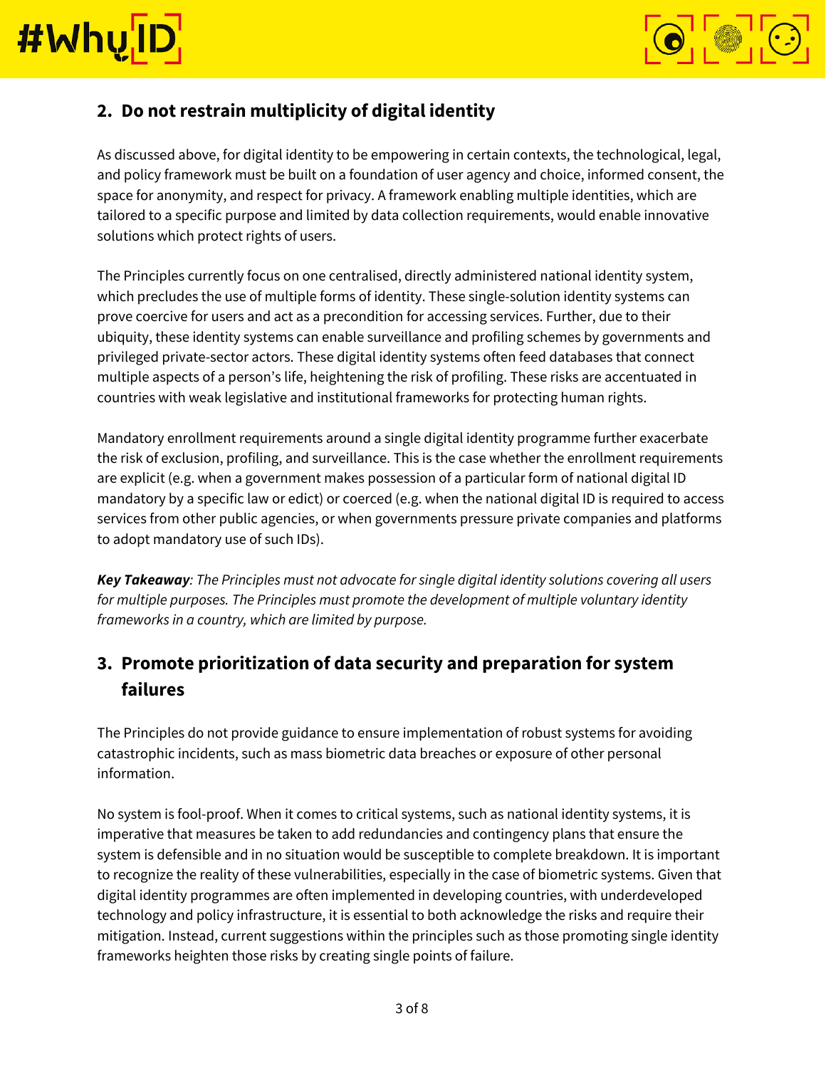## 2. Do not restrain multiplicity of digital identity

As discussed above, for digital identity to be empowering in certain contexts, the technological, legal, and policy framework must be built on a foundation of user agency and choice, informed consent, the space for anonymity, and respect for privacy. A framework enabling multiple identities, which are tailored to a specific purpose and limited by data collection requirements, would enable innovative solutions which protect rights of users.

The Principles currently focus on one centralised, directly administered national identity system, which precludes the use of multiple forms of identity. These single-solution identity systems can prove coercive for users and act as a precondition for accessing services. Further, due to their ubiquity, these identity systems can enable surveillance and profiling schemes by governments and privileged private-sector actors. These digital identity systems often feed databases that connect multiple aspects of a person's life, heightening the risk of profiling. These risks are accentuated in countries with weak legislative and institutional frameworks for protecting human rights.

Mandatory enrollment requirements around a single digital identity programme further exacerbate the risk of exclusion, profiling, and surveillance. This is the case whether the enrollment requirements are explicit (e.g. when a government makes possession of a particular form of national digital ID mandatory by a specific law or edict) or coerced (e.g. when the national digital ID is required to access services from other public agencies, or when governments pressure private companies and platforms to adopt mandatory use of such IDs).

***Key Takeaway****: The Principles must not advocate for single digital identity solutions covering all users for multiple purposes. The Principles must promote the development of multiple voluntary identity frameworks in a country, which are limited by purpose.*

## 3. Promote prioritization of data security and preparation for system failures

The Principles do not provide guidance to ensure implementation of robust systems for avoiding catastrophic incidents, such as mass biometric data breaches or exposure of other personal information.

No system is fool-proof. When it comes to critical systems, such as national identity systems, it is imperative that measures be taken to add redundancies and contingency plans that ensure the system is defensible and in no situation would be susceptible to complete breakdown. It is important to recognize the reality of these vulnerabilities, especially in the case of biometric systems. Given that digital identity programmes are often implemented in developing countries, with underdeveloped technology and policy infrastructure, it is essential to both acknowledge the risks and require their mitigation. Instead, current suggestions within the principles such as those promoting single identity frameworks heighten those risks by creating single points of failure.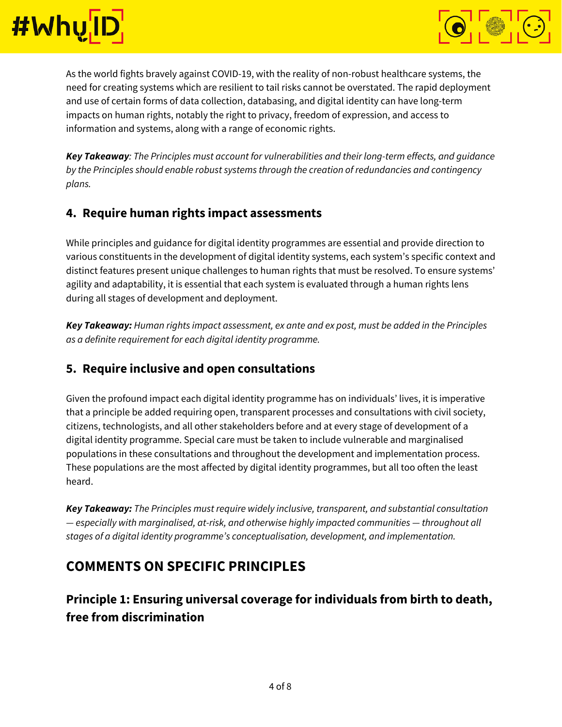As the world fights bravely against COVID-19, with the reality of non-robust healthcare systems, the need for creating systems which are resilient to tail risks cannot be overstated. The rapid deployment and use of certain forms of data collection, databasing, and digital identity can have long-term impacts on human rights, notably the right to privacy, freedom of expression, and access to information and systems, along with a range of economic rights.

***Key Takeaway****: The Principles must account for vulnerabilities and their long-term effects, and guidance by the Principles should enable robust systems through the creation of redundancies and contingency plans.*

### 4. Require human rights impact assessments

While principles and guidance for digital identity programmes are essential and provide direction to various constituents in the development of digital identity systems, each system's specific context and distinct features present unique challenges to human rights that must be resolved. To ensure systems' agility and adaptability, it is essential that each system is evaluated through a human rights lens during all stages of development and deployment.

***Key Takeaway:*** *Human rights impact assessment, ex ante and ex post, must be added in the Principles as a definite requirement for each digital identity programme.*

### 5. Require inclusive and open consultations

Given the profound impact each digital identity programme has on individuals' lives, it is imperative that a principle be added requiring open, transparent processes and consultations with civil society, citizens, technologists, and all other stakeholders before and at every stage of development of a digital identity programme. Special care must be taken to include vulnerable and marginalised populations in these consultations and throughout the development and implementation process. These populations are the most affected by digital identity programmes, but all too often the least heard.

***Key Takeaway:*** *The Principles must require widely inclusive, transparent, and substantial consultation — especially with marginalised, at-risk, and otherwise highly impacted communities — throughout all stages of a digital identity programme's conceptualisation, development, and implementation.*

## COMMENTS ON SPECIFIC PRINCIPLES

### Principle 1: Ensuring universal coverage for individuals from birth to death, free from discrimination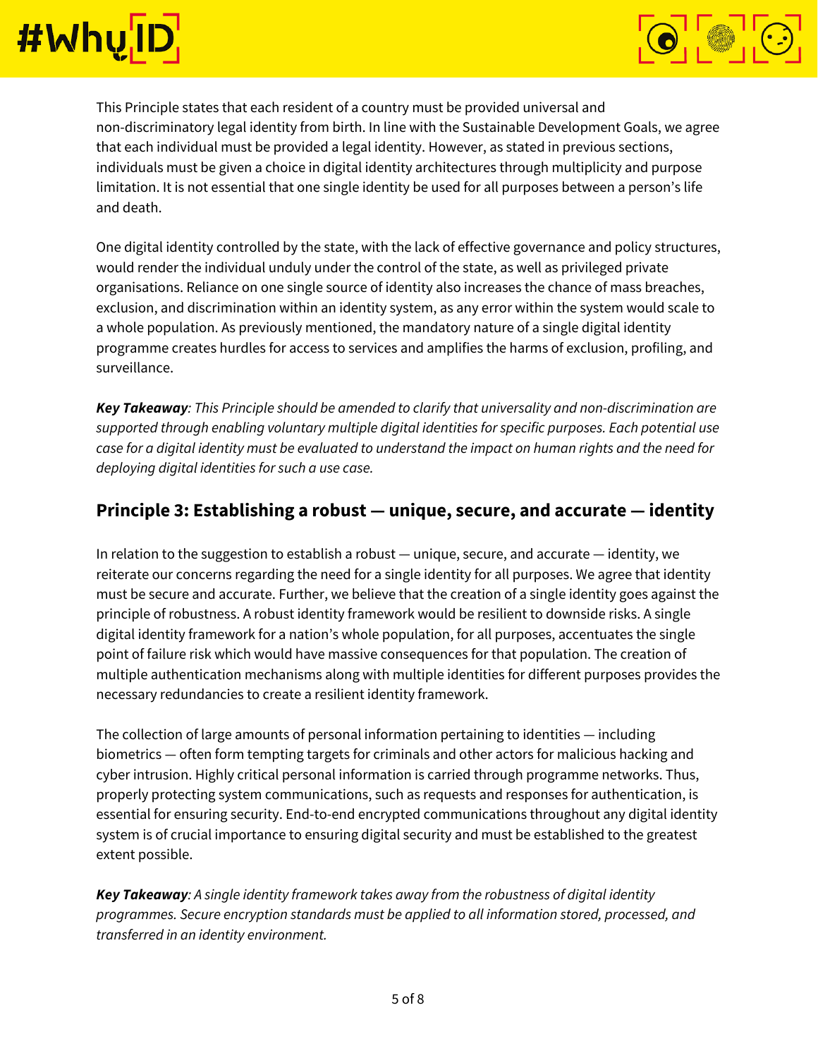This Principle states that each resident of a country must be provided universal and non-discriminatory legal identity from birth. In line with the Sustainable Development Goals, we agree that each individual must be provided a legal identity. However, as stated in previous sections, individuals must be given a choice in digital identity architectures through multiplicity and purpose limitation. It is not essential that one single identity be used for all purposes between a person's life and death.

One digital identity controlled by the state, with the lack of effective governance and policy structures, would render the individual unduly under the control of the state, as well as privileged private organisations. Reliance on one single source of identity also increases the chance of mass breaches, exclusion, and discrimination within an identity system, as any error within the system would scale to a whole population. As previously mentioned, the mandatory nature of a single digital identity programme creates hurdles for access to services and amplifies the harms of exclusion, profiling, and surveillance.

***Key Takeaway****: This Principle should be amended to clarify that universality and non-discrimination are supported through enabling voluntary multiple digital identities for specific purposes. Each potential use case for a digital identity must be evaluated to understand the impact on human rights and the need for deploying digital identities for such a use case.*

## Principle 3: Establishing a robust — unique, secure, and accurate — identity

In relation to the suggestion to establish a robust — unique, secure, and accurate — identity, we reiterate our concerns regarding the need for a single identity for all purposes. We agree that identity must be secure and accurate. Further, we believe that the creation of a single identity goes against the principle of robustness. A robust identity framework would be resilient to downside risks. A single digital identity framework for a nation's whole population, for all purposes, accentuates the single point of failure risk which would have massive consequences for that population. The creation of multiple authentication mechanisms along with multiple identities for different purposes provides the necessary redundancies to create a resilient identity framework.

The collection of large amounts of personal information pertaining to identities — including biometrics — often form tempting targets for criminals and other actors for malicious hacking and cyber intrusion. Highly critical personal information is carried through programme networks. Thus, properly protecting system communications, such as requests and responses for authentication, is essential for ensuring security. End-to-end encrypted communications throughout any digital identity system is of crucial importance to ensuring digital security and must be established to the greatest extent possible.

***Key Takeaway****: A single identity framework takes away from the robustness of digital identity programmes. Secure encryption standards must be applied to all information stored, processed, and transferred in an identity environment.*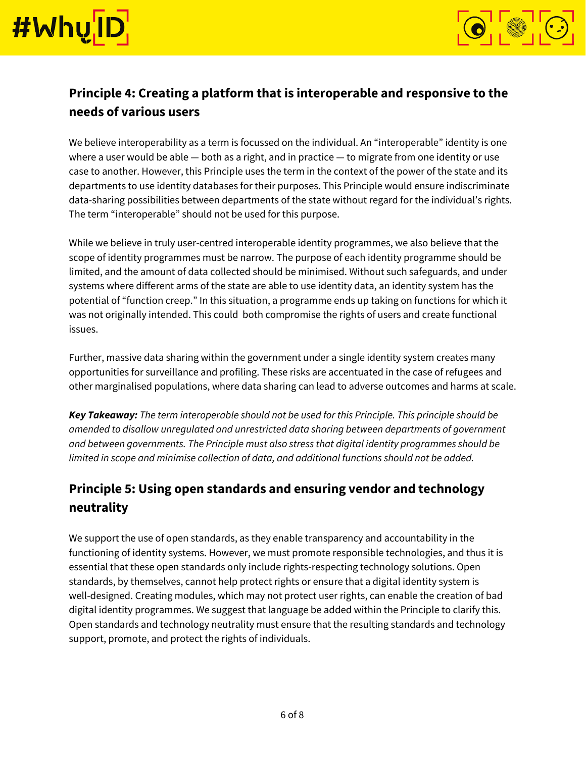## Principle 4: Creating a platform that is interoperable and responsive to the needs of various users

We believe interoperability as a term is focussed on the individual. An "interoperable" identity is one where a user would be able — both as a right, and in practice — to migrate from one identity or use case to another. However, this Principle uses the term in the context of the power of the state and its departments to use identity databases for their purposes. This Principle would ensure indiscriminate data-sharing possibilities between departments of the state without regard for the individual's rights. The term "interoperable" should not be used for this purpose.

While we believe in truly user-centred interoperable identity programmes, we also believe that the scope of identity programmes must be narrow. The purpose of each identity programme should be limited, and the amount of data collected should be minimised. Without such safeguards, and under systems where different arms of the state are able to use identity data, an identity system has the potential of "function creep." In this situation, a programme ends up taking on functions for which it was not originally intended. This could both compromise the rights of users and create functional issues.

Further, massive data sharing within the government under a single identity system creates many opportunities for surveillance and profiling. These risks are accentuated in the case of refugees and other marginalised populations, where data sharing can lead to adverse outcomes and harms at scale.

***Key Takeaway:*** *The term interoperable should not be used for this Principle. This principle should be amended to disallow unregulated and unrestricted data sharing between departments of government and between governments. The Principle must also stress that digital identity programmes should be limited in scope and minimise collection of data, and additional functions should not be added.*

## Principle 5: Using open standards and ensuring vendor and technology neutrality

We support the use of open standards, as they enable transparency and accountability in the functioning of identity systems. However, we must promote responsible technologies, and thus it is essential that these open standards only include rights-respecting technology solutions. Open standards, by themselves, cannot help protect rights or ensure that a digital identity system is well-designed. Creating modules, which may not protect user rights, can enable the creation of bad digital identity programmes. We suggest that language be added within the Principle to clarify this. Open standards and technology neutrality must ensure that the resulting standards and technology support, promote, and protect the rights of individuals.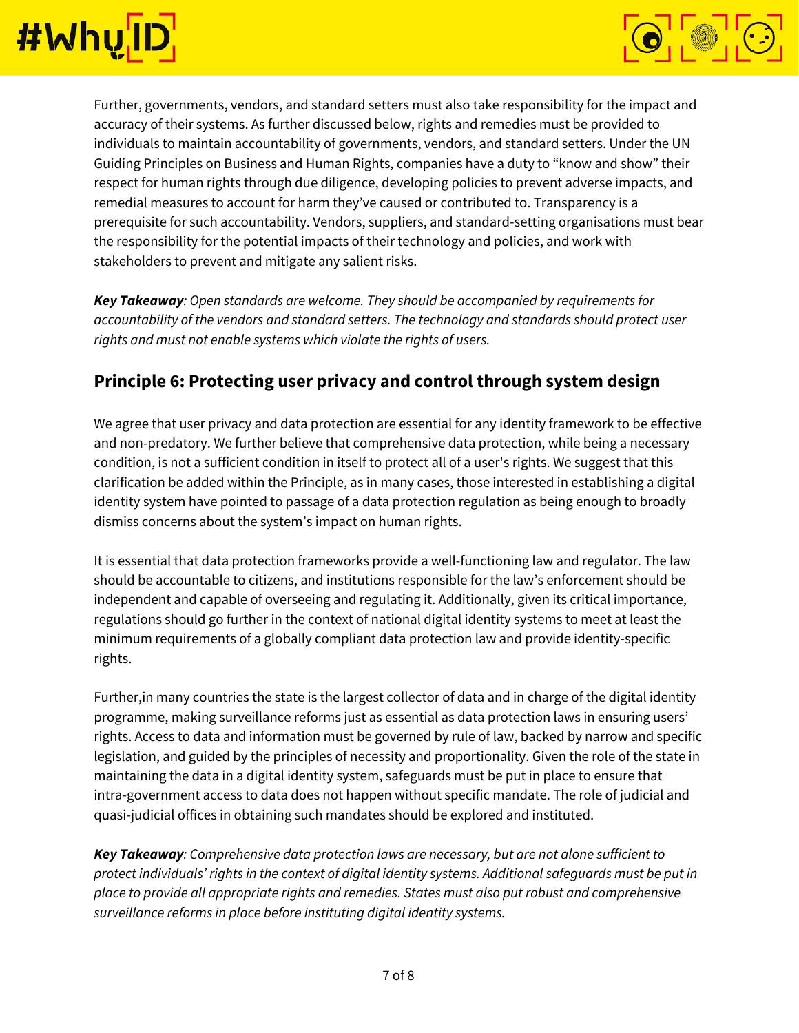Further, governments, vendors, and standard setters must also take responsibility for the impact and accuracy of their systems. As further discussed below, rights and remedies must be provided to individuals to maintain accountability of governments, vendors, and standard setters. Under the UN Guiding Principles on Business and Human Rights, companies have a duty to "know and show" their respect for human rights through due diligence, developing policies to prevent adverse impacts, and remedial measures to account for harm they've caused or contributed to. Transparency is a prerequisite for such accountability. Vendors, suppliers, and standard-setting organisations must bear the responsibility for the potential impacts of their technology and policies, and work with stakeholders to prevent and mitigate any salient risks.

***Key Takeaway****: Open standards are welcome. They should be accompanied by requirements for accountability of the vendors and standard setters. The technology and standards should protect user rights and must not enable systems which violate the rights of users.*

## Principle 6: Protecting user privacy and control through system design

We agree that user privacy and data protection are essential for any identity framework to be effective and non-predatory. We further believe that comprehensive data protection, while being a necessary condition, is not a sufficient condition in itself to protect all of a user's rights. We suggest that this clarification be added within the Principle, as in many cases, those interested in establishing a digital identity system have pointed to passage of a data protection regulation as being enough to broadly dismiss concerns about the system's impact on human rights.

It is essential that data protection frameworks provide a well-functioning law and regulator. The law should be accountable to citizens, and institutions responsible for the law's enforcement should be independent and capable of overseeing and regulating it. Additionally, given its critical importance, regulations should go further in the context of national digital identity systems to meet at least the minimum requirements of a globally compliant data protection law and provide identity-specific rights.

Further,in many countries the state is the largest collector of data and in charge of the digital identity programme, making surveillance reforms just as essential as data protection laws in ensuring users' rights. Access to data and information must be governed by rule of law, backed by narrow and specific legislation, and guided by the principles of necessity and proportionality. Given the role of the state in maintaining the data in a digital identity system, safeguards must be put in place to ensure that intra-government access to data does not happen without specific mandate. The role of judicial and quasi-judicial offices in obtaining such mandates should be explored and instituted.

***Key Takeaway****: Comprehensive data protection laws are necessary, but are not alone sufficient to protect individuals' rights in the context of digital identity systems. Additional safeguards must be put in place to provide all appropriate rights and remedies. States must also put robust and comprehensive surveillance reforms in place before instituting digital identity systems.*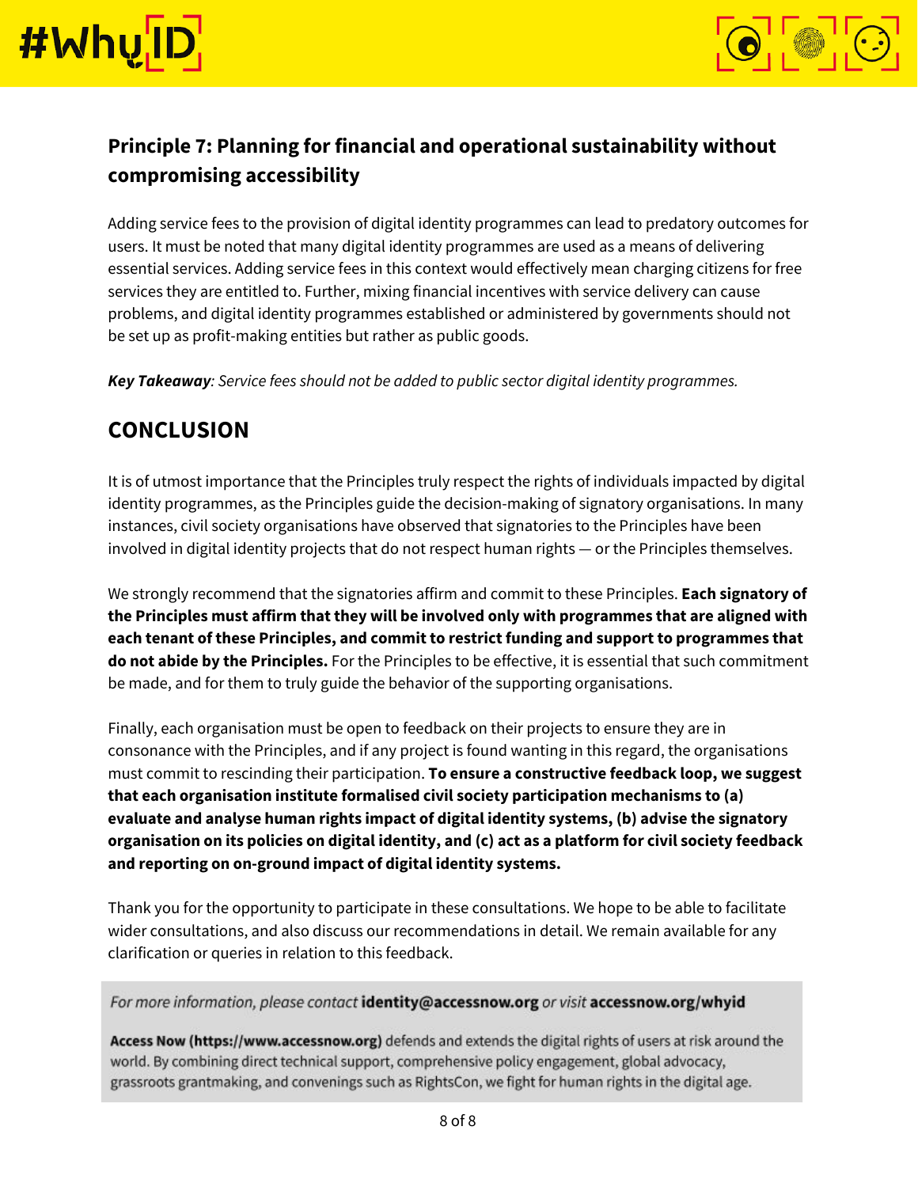## Principle 7: Planning for financial and operational sustainability without compromising accessibility

Adding service fees to the provision of digital identity programmes can lead to predatory outcomes for users. It must be noted that many digital identity programmes are used as a means of delivering essential services. Adding service fees in this context would effectively mean charging citizens for free services they are entitled to. Further, mixing financial incentives with service delivery can cause problems, and digital identity programmes established or administered by governments should not be set up as profit-making entities but rather as public goods.

***Key Takeaway****: Service fees should not be added to public sector digital identity programmes.*

## CONCLUSION

It is of utmost importance that the Principles truly respect the rights of individuals impacted by digital identity programmes, as the Principles guide the decision-making of signatory organisations. In many instances, civil society organisations have observed that signatories to the Principles have been involved in digital identity projects that do not respect human rights — or the Principles themselves.

We strongly recommend that the signatories affirm and commit to these Principles. **Each signatory of the Principles must affirm that they will be involved only with programmes that are aligned with each tenant of these Principles, and commit to restrict funding and support to programmes that do not abide by the Principles.** For the Principles to be effective, it is essential that such commitment be made, and for them to truly guide the behavior of the supporting organisations.

Finally, each organisation must be open to feedback on their projects to ensure they are in consonance with the Principles, and if any project is found wanting in this regard, the organisations must commit to rescinding their participation. **To ensure a constructive feedback loop, we suggest that each organisation institute formalised civil society participation mechanisms to (a) evaluate and analyse human rights impact of digital identity systems, (b) advise the signatory organisation on its policies on digital identity, and (c) act as a platform for civil society feedback and reporting on on-ground impact of digital identity systems.**

Thank you for the opportunity to participate in these consultations. We hope to be able to facilitate wider consultations, and also discuss our recommendations in detail. We remain available for any clarification or queries in relation to this feedback.

*For more information, please contact* **identity@accessnow.org** *or visit* **accessnow.org/whyid**

**Access Now (https://www.accessnow.org)** defends and extends the digital rights of users at risk around the world. By combining direct technical support, comprehensive policy engagement, global advocacy, grassroots grantmaking, and convenings such as RightsCon, we fight for human rights in the digital age.